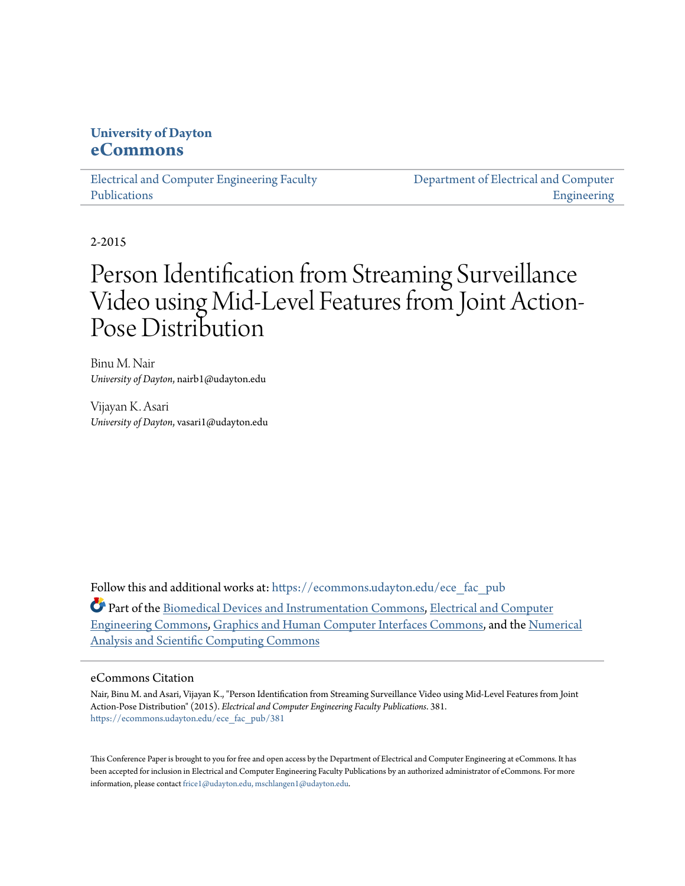**University of Dayton**
**eCommons**

Electrical and Computer Engineering Faculty Publications | Department of Electrical and Computer Engineering

2-2015

# Person Identification from Streaming Surveillance Video using Mid-Level Features from Joint Action-Pose Distribution

Binu M. Nair
*University of Dayton*, nairb1@udayton.edu

Vijayan K. Asari
*University of Dayton*, vasari1@udayton.edu

Follow this and additional works at: https://ecommons.udayton.edu/ece_fac_pub

Part of the Biomedical Devices and Instrumentation Commons, Electrical and Computer Engineering Commons, Graphics and Human Computer Interfaces Commons, and the Numerical Analysis and Scientific Computing Commons

## eCommons Citation

Nair, Binu M. and Asari, Vijayan K., "Person Identification from Streaming Surveillance Video using Mid-Level Features from Joint Action-Pose Distribution" (2015). *Electrical and Computer Engineering Faculty Publications*. 381.
https://ecommons.udayton.edu/ece_fac_pub/381

This Conference Paper is brought to you for free and open access by the Department of Electrical and Computer Engineering at eCommons. It has been accepted for inclusion in Electrical and Computer Engineering Faculty Publications by an authorized administrator of eCommons. For more information, please contact frice1@udayton.edu, mschlangen1@udayton.edu.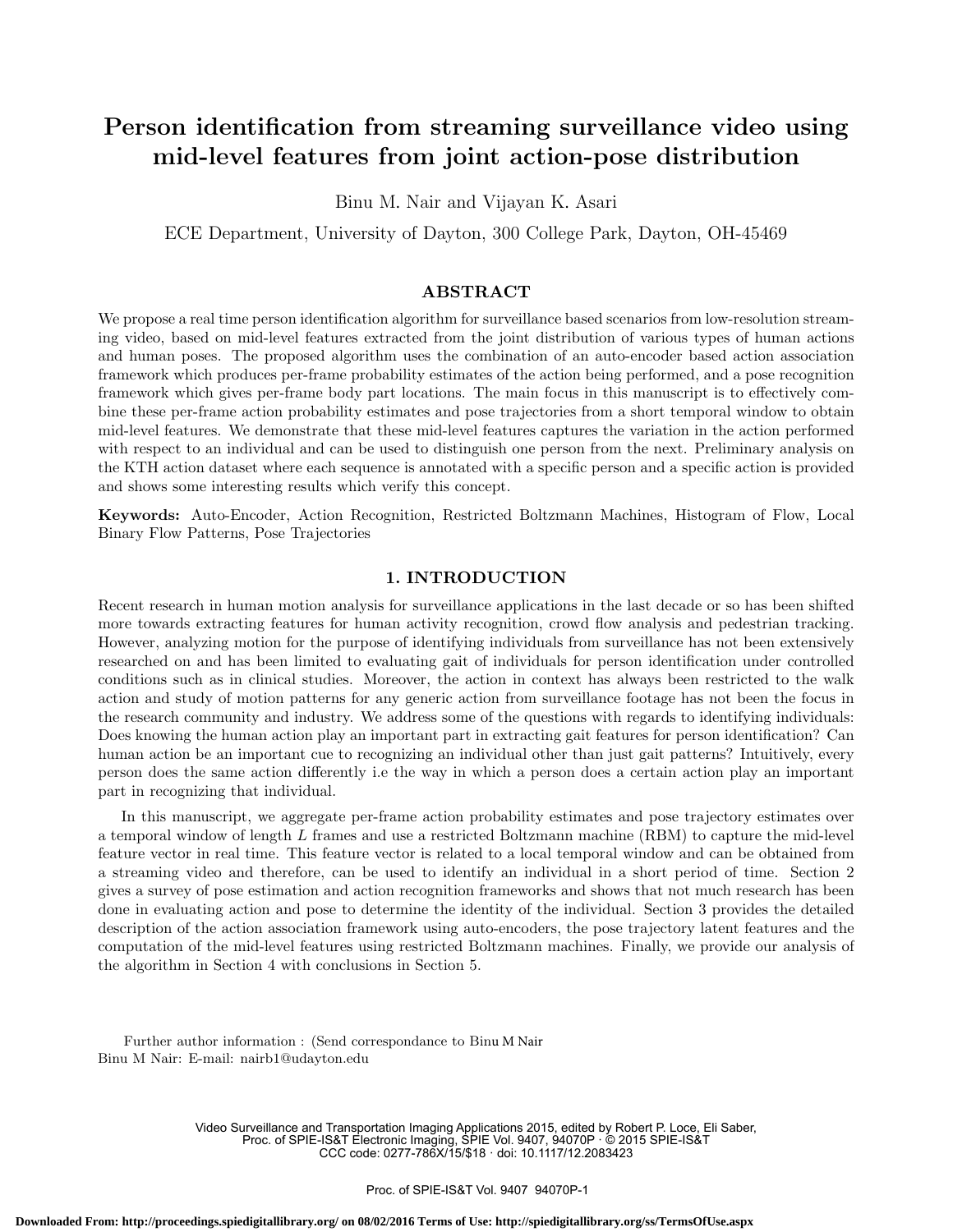# Person identification from streaming surveillance video using mid-level features from joint action-pose distribution

Binu M. Nair and Vijayan K. Asari

ECE Department, University of Dayton, 300 College Park, Dayton, OH-45469

## ABSTRACT

We propose a real time person identification algorithm for surveillance based scenarios from low-resolution streaming video, based on mid-level features extracted from the joint distribution of various types of human actions and human poses. The proposed algorithm uses the combination of an auto-encoder based action association framework which produces per-frame probability estimates of the action being performed, and a pose recognition framework which gives per-frame body part locations. The main focus in this manuscript is to effectively combine these per-frame action probability estimates and pose trajectories from a short temporal window to obtain mid-level features. We demonstrate that these mid-level features captures the variation in the action performed with respect to an individual and can be used to distinguish one person from the next. Preliminary analysis on the KTH action dataset where each sequence is annotated with a specific person and a specific action is provided and shows some interesting results which verify this concept.

**Keywords:** Auto-Encoder, Action Recognition, Restricted Boltzmann Machines, Histogram of Flow, Local Binary Flow Patterns, Pose Trajectories

## 1. INTRODUCTION

Recent research in human motion analysis for surveillance applications in the last decade or so has been shifted more towards extracting features for human activity recognition, crowd flow analysis and pedestrian tracking. However, analyzing motion for the purpose of identifying individuals from surveillance has not been extensively researched on and has been limited to evaluating gait of individuals for person identification under controlled conditions such as in clinical studies. Moreover, the action in context has always been restricted to the walk action and study of motion patterns for any generic action from surveillance footage has not been the focus in the research community and industry. We address some of the questions with regards to identifying individuals: Does knowing the human action play an important part in extracting gait features for person identification? Can human action be an important cue to recognizing an individual other than just gait patterns? Intuitively, every person does the same action differently i.e the way in which a person does a certain action play an important part in recognizing that individual.

In this manuscript, we aggregate per-frame action probability estimates and pose trajectory estimates over a temporal window of length $L$ frames and use a restricted Boltzmann machine (RBM) to capture the mid-level feature vector in real time. This feature vector is related to a local temporal window and can be obtained from a streaming video and therefore, can be used to identify an individual in a short period of time. Section 2 gives a survey of pose estimation and action recognition frameworks and shows that not much research has been done in evaluating action and pose to determine the identity of the individual. Section 3 provides the detailed description of the action association framework using auto-encoders, the pose trajectory latent features and the computation of the mid-level features using restricted Boltzmann machines. Finally, we provide our analysis of the algorithm in Section 4 with conclusions in Section 5.

Further author information : (Send correspondance to Binu M Nair
Binu M Nair: E-mail: nairb1@udayton.edu

Video Surveillance and Transportation Imaging Applications 2015, edited by Robert P. Loce, Eli Saber, Proc. of SPIE-IS&T Electronic Imaging, SPIE Vol. 9407, 94070P · © 2015 SPIE-IS&T
CCC code: 0277-786X/15/$18 · doi: 10.1117/12.2083423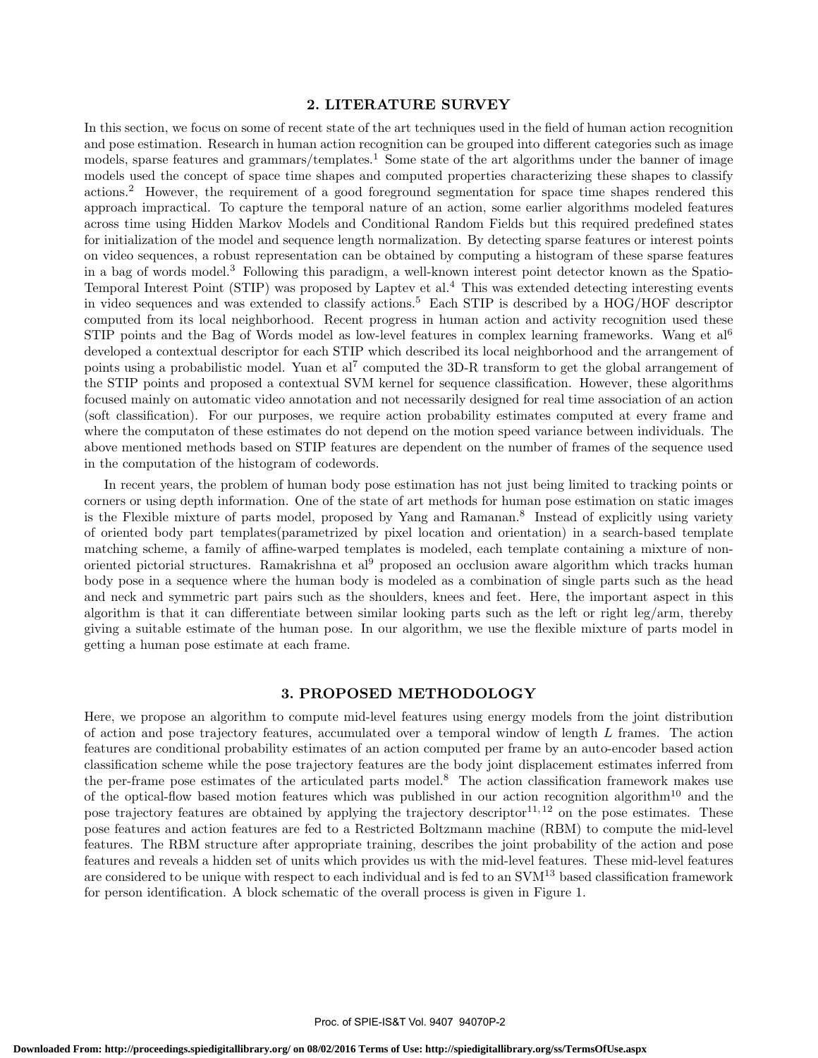## 2. LITERATURE SURVEY

In this section, we focus on some of recent state of the art techniques used in the field of human action recognition and pose estimation. Research in human action recognition can be grouped into different categories such as image models, sparse features and grammars/templates.[1] Some state of the art algorithms under the banner of image models used the concept of space time shapes and computed properties characterizing these shapes to classify actions.[2] However, the requirement of a good foreground segmentation for space time shapes rendered this approach impractical. To capture the temporal nature of an action, some earlier algorithms modeled features across time using Hidden Markov Models and Conditional Random Fields but this required predefined states for initialization of the model and sequence length normalization. By detecting sparse features or interest points on video sequences, a robust representation can be obtained by computing a histogram of these sparse features in a bag of words model.[3] Following this paradigm, a well-known interest point detector known as the Spatio-Temporal Interest Point (STIP) was proposed by Laptev et al.[4] This was extended detecting interesting events in video sequences and was extended to classify actions.[5] Each STIP is described by a HOG/HOF descriptor computed from its local neighborhood. Recent progress in human action and activity recognition used these STIP points and the Bag of Words model as low-level features in complex learning frameworks. Wang et al[6] developed a contextual descriptor for each STIP which described its local neighborhood and the arrangement of points using a probabilistic model. Yuan et al[7] computed the 3D-R transform to get the global arrangement of the STIP points and proposed a contextual SVM kernel for sequence classification. However, these algorithms focused mainly on automatic video annotation and not necessarily designed for real time association of an action (soft classification). For our purposes, we require action probability estimates computed at every frame and where the computaton of these estimates do not depend on the motion speed variance between individuals. The above mentioned methods based on STIP features are dependent on the number of frames of the sequence used in the computation of the histogram of codewords.

In recent years, the problem of human body pose estimation has not just being limited to tracking points or corners or using depth information. One of the state of art methods for human pose estimation on static images is the Flexible mixture of parts model, proposed by Yang and Ramanan.[8] Instead of explicitly using variety of oriented body part templates(parametrized by pixel location and orientation) in a search-based template matching scheme, a family of affine-warped templates is modeled, each template containing a mixture of non-oriented pictorial structures. Ramakrishna et al[9] proposed an occlusion aware algorithm which tracks human body pose in a sequence where the human body is modeled as a combination of single parts such as the head and neck and symmetric part pairs such as the shoulders, knees and feet. Here, the important aspect in this algorithm is that it can differentiate between similar looking parts such as the left or right leg/arm, thereby giving a suitable estimate of the human pose. In our algorithm, we use the flexible mixture of parts model in getting a human pose estimate at each frame.

## 3. PROPOSED METHODOLOGY

Here, we propose an algorithm to compute mid-level features using energy models from the joint distribution of action and pose trajectory features, accumulated over a temporal window of length $L$ frames. The action features are conditional probability estimates of an action computed per frame by an auto-encoder based action classification scheme while the pose trajectory features are the body joint displacement estimates inferred from the per-frame pose estimates of the articulated parts model.[8] The action classification framework makes use of the optical-flow based motion features which was published in our action recognition algorithm[10] and the pose trajectory features are obtained by applying the trajectory descriptor[11,12] on the pose estimates. These pose features and action features are fed to a Restricted Boltzmann machine (RBM) to compute the mid-level features. The RBM structure after appropriate training, describes the joint probability of the action and pose features and reveals a hidden set of units which provides us with the mid-level features. These mid-level features are considered to be unique with respect to each individual and is fed to an SVM[13] based classification framework for person identification. A block schematic of the overall process is given in Figure 1.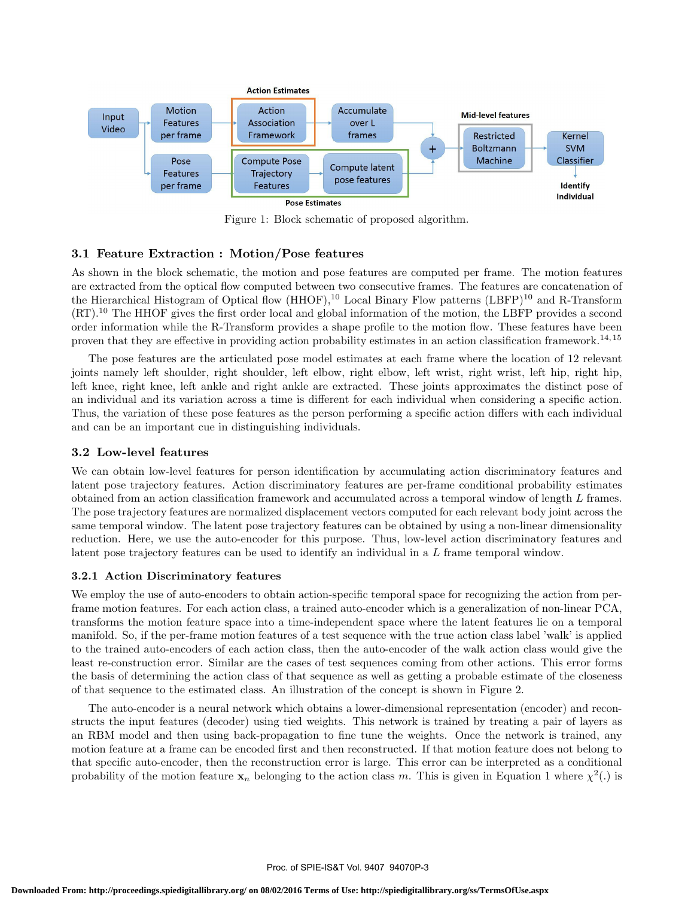Action Estimates

Input Video

Motion Features per frame

Action Association Framework

Accumulate over L frames

Pose Features per frame

Compute Pose Trajectory Features

Compute latent pose features

Pose Estimates

+

Mid-level features

Restricted Boltzmann Machine

Kernel SVM Classifier

Identify Individual

Figure 1: Block schematic of proposed algorithm.

### 3.1 Feature Extraction : Motion/Pose features

As shown in the block schematic, the motion and pose features are computed per frame. The motion features are extracted from the optical flow computed between two consecutive frames. The features are concatenation of the Hierarchical Histogram of Optical flow (HHOF),[10] Local Binary Flow patterns (LBFP)[10] and R-Transform (RT).[10] The HHOF gives the first order local and global information of the motion, the LBFP provides a second order information while the R-Transform provides a shape profile to the motion flow. These features have been proven that they are effective in providing action probability estimates in an action classification framework.[14,15]

The pose features are the articulated pose model estimates at each frame where the location of 12 relevant joints namely left shoulder, right shoulder, left elbow, right elbow, left wrist, right wrist, left hip, right hip, left knee, right knee, left ankle and right ankle are extracted. These joints approximates the distinct pose of an individual and its variation across a time is different for each individual when considering a specific action. Thus, the variation of these pose features as the person performing a specific action differs with each individual and can be an important cue in distinguishing individuals.

### 3.2 Low-level features

We can obtain low-level features for person identification by accumulating action discriminatory features and latent pose trajectory features. Action discriminatory features are per-frame conditional probability estimates obtained from an action classification framework and accumulated across a temporal window of length $L$ frames. The pose trajectory features are normalized displacement vectors computed for each relevant body joint across the same temporal window. The latent pose trajectory features can be obtained by using a non-linear dimensionality reduction. Here, we use the auto-encoder for this purpose. Thus, low-level action discriminatory features and latent pose trajectory features can be used to identify an individual in a $L$ frame temporal window.

#### 3.2.1 Action Discriminatory features

We employ the use of auto-encoders to obtain action-specific temporal space for recognizing the action from per-frame motion features. For each action class, a trained auto-encoder which is a generalization of non-linear PCA, transforms the motion feature space into a time-independent space where the latent features lie on a temporal manifold. So, if the per-frame motion features of a test sequence with the true action class label 'walk' is applied to the trained auto-encoders of each action class, then the auto-encoder of the walk action class would give the least re-construction error. Similar are the cases of test sequences coming from other actions. This error forms the basis of determining the action class of that sequence as well as getting a probable estimate of the closeness of that sequence to the estimated class. An illustration of the concept is shown in Figure 2.

The auto-encoder is a neural network which obtains a lower-dimensional representation (encoder) and reconstructs the input features (decoder) using tied weights. This network is trained by treating a pair of layers as an RBM model and then using back-propagation to fine tune the weights. Once the network is trained, any motion feature at a frame can be encoded first and then reconstructed. If that motion feature does not belong to that specific auto-encoder, then the reconstruction error is large. This error can be interpreted as a conditional probability of the motion feature $\mathbf{x}_n$ belonging to the action class $m$. This is given in Equation 1 where $\chi^2(.)$ is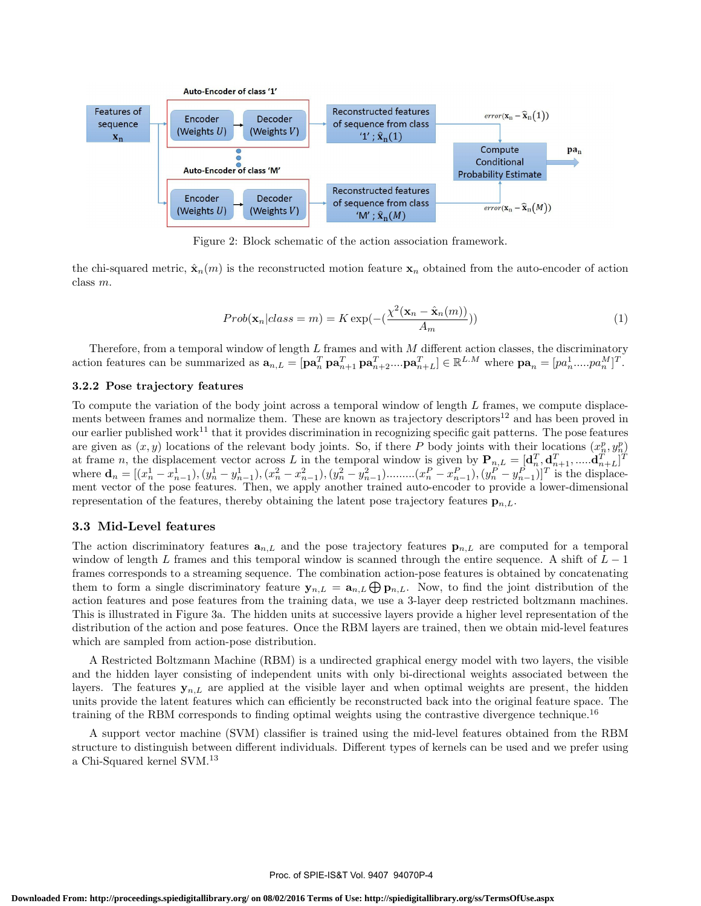Figure 2: Block schematic of the action association framework.

the chi-squared metric, $\hat{\mathbf{x}}_n(m)$ is the reconstructed motion feature $\mathbf{x}_n$ obtained from the auto-encoder of action class $m$.

$$Prob(\mathbf{x}_n|class = m) = K \exp(-(\frac{\chi^2(\mathbf{x}_n - \hat{\mathbf{x}}_n(m))}{A_m})) \tag{1}$$

Therefore, from a temporal window of length $L$ frames and with $M$ different action classes, the discriminatory action features can be summarized as $\mathbf{a}_{n,L} = [\mathbf{pa}_n^T \, \mathbf{pa}_{n+1}^T \, \mathbf{pa}_{n+2}^T .... \mathbf{pa}_{n+L}^T] \in \mathbb{R}^{L.M}$ where $\mathbf{pa}_n = [pa_n^1 .....pa_n^M]^T$.

### 3.2.2 Pose trajectory features

To compute the variation of the body joint across a temporal window of length $L$ frames, we compute displacements between frames and normalize them. These are known as trajectory descriptors[12] and has been proved in our earlier published work[11] that it provides discrimination in recognizing specific gait patterns. The pose features are given as $(x, y)$ locations of the relevant body joints. So, if there $P$ body joints with their locations $(x_n^p, y_n^p)$ at frame $n$, the displacement vector across $L$ in the temporal window is given by $\mathbf{P}_{n,L} = [\mathbf{d}_n^T, \mathbf{d}_{n+1}^T, .....\mathbf{d}_{n+L}^T]^T$ where $\mathbf{d}_n = [(x_n^1 - x_{n-1}^1), (y_n^1 - y_{n-1}^1), (x_n^2 - x_{n-1}^2), (y_n^2 - y_{n-1}^2).........(x_n^P - x_{n-1}^P), (y_n^P - y_{n-1}^P)]^T$ is the displacement vector of the pose features. Then, we apply another trained auto-encoder to provide a lower-dimensional representation of the features, thereby obtaining the latent pose trajectory features $\mathbf{p}_{n,L}$.

## 3.3 Mid-Level features

The action discriminatory features $\mathbf{a}_{n,L}$ and the pose trajectory features $\mathbf{p}_{n,L}$ are computed for a temporal window of length $L$ frames and this temporal window is scanned through the entire sequence. A shift of $L - 1$ frames corresponds to a streaming sequence. The combination action-pose features is obtained by concatenating them to form a single discriminatory feature $\mathbf{y}_{n,L} = \mathbf{a}_{n,L} \bigoplus \mathbf{p}_{n,L}$. Now, to find the joint distribution of the action features and pose features from the training data, we use a 3-layer deep restricted boltzmann machines. This is illustrated in Figure 3a. The hidden units at successive layers provide a higher level representation of the distribution of the action and pose features. Once the RBM layers are trained, then we obtain mid-level features which are sampled from action-pose distribution.

A Restricted Boltzmann Machine (RBM) is a undirected graphical energy model with two layers, the visible and the hidden layer consisting of independent units with only bi-directional weights associated between the layers. The features $\mathbf{y}_{n,L}$ are applied at the visible layer and when optimal weights are present, the hidden units provide the latent features which can efficiently be reconstructed back into the original feature space. The training of the RBM corresponds to finding optimal weights using the contrastive divergence technique.[16]

A support vector machine (SVM) classifier is trained using the mid-level features obtained from the RBM structure to distinguish between different individuals. Different types of kernels can be used and we prefer using a Chi-Squared kernel SVM.[13]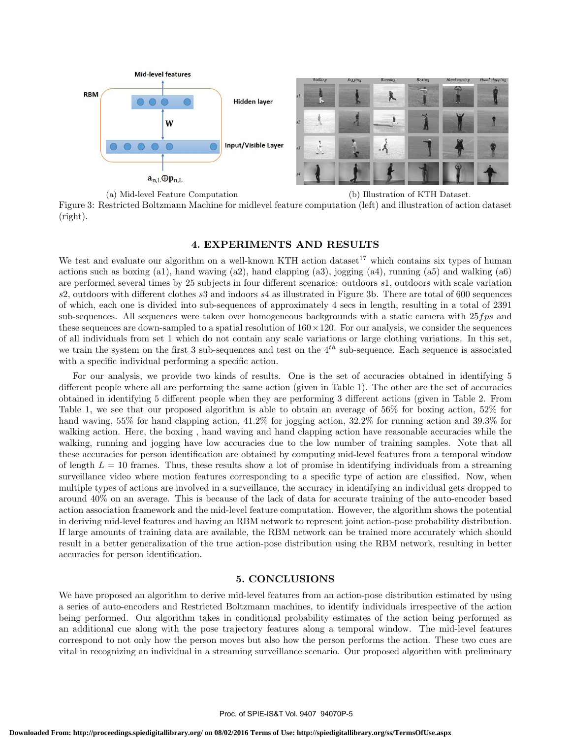(a) Mid-level Feature Computation

(b) Illustration of KTH Dataset.

Figure 3: Restricted Boltzmann Machine for midlevel feature computation (left) and illustration of action dataset (right).

## 4. EXPERIMENTS AND RESULTS

We test and evaluate our algorithm on a well-known KTH action dataset[17] which contains six types of human actions such as boxing (a1), hand waving (a2), hand clapping (a3), jogging (a4), running (a5) and walking (a6) are performed several times by 25 subjects in four different scenarios: outdoors $s1$, outdoors with scale variation $s2$, outdoors with different clothes $s3$ and indoors $s4$ as illustrated in Figure 3b. There are total of 600 sequences of which, each one is divided into sub-sequences of approximately 4 secs in length, resulting in a total of 2391 sub-sequences. All sequences were taken over homogeneous backgrounds with a static camera with $25fps$ and these sequences are down-sampled to a spatial resolution of $160 \times 120$. For our analysis, we consider the sequences of all individuals from set 1 which do not contain any scale variations or large clothing variations. In this set, we train the system on the first 3 sub-sequences and test on the $4^{th}$ sub-sequence. Each sequence is associated with a specific individual performing a specific action.

For our analysis, we provide two kinds of results. One is the set of accuracies obtained in identifying 5 different people where all are performing the same action (given in Table 1). The other are the set of accuracies obtained in identifying 5 different people when they are performing 3 different actions (given in Table 2. From Table 1, we see that our proposed algorithm is able to obtain an average of 56% for boxing action, 52% for hand waving, 55% for hand clapping action, 41.2% for jogging action, 32.2% for running action and 39.3% for walking action. Here, the boxing , hand waving and hand clapping action have reasonable accuracies while the walking, running and jogging have low accuracies due to the low number of training samples. Note that all these accuracies for person identification are obtained by computing mid-level features from a temporal window of length $L = 10$ frames. Thus, these results show a lot of promise in identifying individuals from a streaming surveillance video where motion features corresponding to a specific type of action are classified. Now, when multiple types of actions are involved in a surveillance, the accuracy in identifying an individual gets dropped to around 40% on an average. This is because of the lack of data for accurate training of the auto-encoder based action association framework and the mid-level feature computation. However, the algorithm shows the potential in deriving mid-level features and having an RBM network to represent joint action-pose probability distribution. If large amounts of training data are available, the RBM network can be trained more accurately which should result in a better generalization of the true action-pose distribution using the RBM network, resulting in better accuracies for person identification.

## 5. CONCLUSIONS

We have proposed an algorithm to derive mid-level features from an action-pose distribution estimated by using a series of auto-encoders and Restricted Boltzmann machines, to identify individuals irrespective of the action being performed. Our algorithm takes in conditional probability estimates of the action being performed as an additional cue along with the pose trajectory features along a temporal window. The mid-level features correspond to not only how the person moves but also how the person performs the action. These two cues are vital in recognizing an individual in a streaming surveillance scenario. Our proposed algorithm with preliminary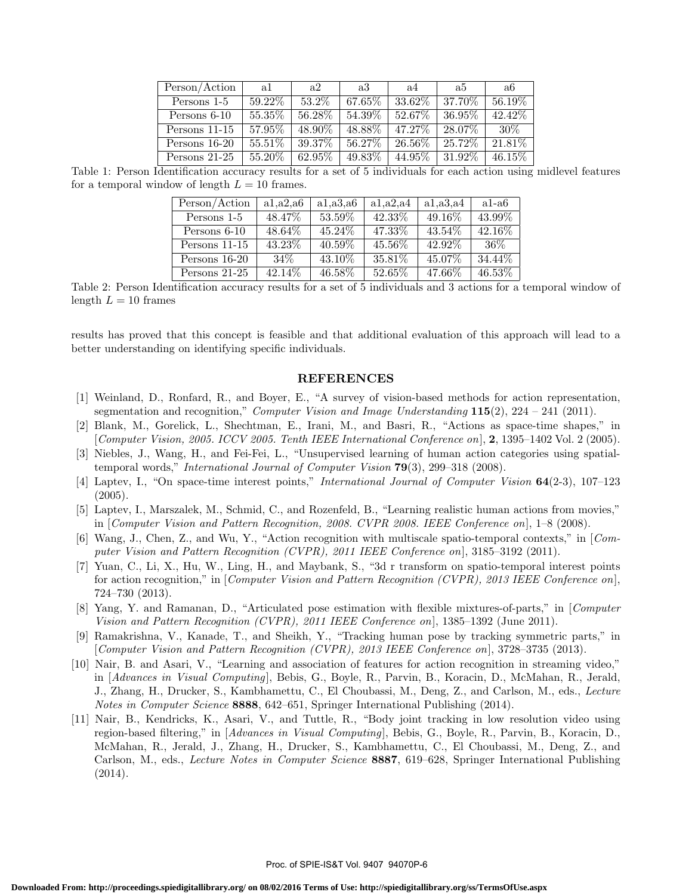| Person/Action | a1 | a2 | a3 | a4 | a5 | a6 |
|---|---|---|---|---|---|---|
| Persons 1-5 | 59.22% | 53.2% | 67.65% | 33.62% | 37.70% | 56.19% |
| Persons 6-10 | 55.35% | 56.28% | 54.39% | 52.67% | 36.95% | 42.42% |
| Persons 11-15 | 57.95% | 48.90% | 48.88% | 47.27% | 28.07% | 30% |
| Persons 16-20 | 55.51% | 39.37% | 56.27% | 26.56% | 25.72% | 21.81% |
| Persons 21-25 | 55.20% | 62.95% | 49.83% | 44.95% | 31.92% | 46.15% |

Table 1: Person Identification accuracy results for a set of 5 individuals for each action using midlevel features for a temporal window of length $L = 10$ frames.

| Person/Action | a1,a2,a6 | a1,a3,a6 | a1,a2,a4 | a1,a3,a4 | a1-a6 |
|---|---|---|---|---|---|
| Persons 1-5 | 48.47% | 53.59% | 42.33% | 49.16% | 43.99% |
| Persons 6-10 | 48.64% | 45.24% | 47.33% | 43.54% | 42.16% |
| Persons 11-15 | 43.23% | 40.59% | 45.56% | 42.92% | 36% |
| Persons 16-20 | 34% | 43.10% | 35.81% | 45.07% | 34.44% |
| Persons 21-25 | 42.14% | 46.58% | 52.65% | 47.66% | 46.53% |

Table 2: Person Identification accuracy results for a set of 5 individuals and 3 actions for a temporal window of length $L = 10$ frames

results has proved that this concept is feasible and that additional evaluation of this approach will lead to a better understanding on identifying specific individuals.

## REFERENCES

[1] Weinland, D., Ronfard, R., and Boyer, E., "A survey of vision-based methods for action representation, segmentation and recognition," *Computer Vision and Image Understanding* **115**(2), 224 – 241 (2011).

[2] Blank, M., Gorelick, L., Shechtman, E., Irani, M., and Basri, R., "Actions as space-time shapes," in [*Computer Vision, 2005. ICCV 2005. Tenth IEEE International Conference on*], **2**, 1395–1402 Vol. 2 (2005).

[3] Niebles, J., Wang, H., and Fei-Fei, L., "Unsupervised learning of human action categories using spatial-temporal words," *International Journal of Computer Vision* **79**(3), 299–318 (2008).

[4] Laptev, I., "On space-time interest points," *International Journal of Computer Vision* **64**(2-3), 107–123 (2005).

[5] Laptev, I., Marszalek, M., Schmid, C., and Rozenfeld, B., "Learning realistic human actions from movies," in [*Computer Vision and Pattern Recognition, 2008. CVPR 2008. IEEE Conference on*], 1–8 (2008).

[6] Wang, J., Chen, Z., and Wu, Y., "Action recognition with multiscale spatio-temporal contexts," in [*Computer Vision and Pattern Recognition (CVPR), 2011 IEEE Conference on*], 3185–3192 (2011).

[7] Yuan, C., Li, X., Hu, W., Ling, H., and Maybank, S., "3d r transform on spatio-temporal interest points for action recognition," in [*Computer Vision and Pattern Recognition (CVPR), 2013 IEEE Conference on*], 724–730 (2013).

[8] Yang, Y. and Ramanan, D., "Articulated pose estimation with flexible mixtures-of-parts," in [*Computer Vision and Pattern Recognition (CVPR), 2011 IEEE Conference on*], 1385–1392 (June 2011).

[9] Ramakrishna, V., Kanade, T., and Sheikh, Y., "Tracking human pose by tracking symmetric parts," in [*Computer Vision and Pattern Recognition (CVPR), 2013 IEEE Conference on*], 3728–3735 (2013).

[10] Nair, B. and Asari, V., "Learning and association of features for action recognition in streaming video," in [*Advances in Visual Computing*], Bebis, G., Boyle, R., Parvin, B., Koracin, D., McMahan, R., Jerald, J., Zhang, H., Drucker, S., Kambhamettu, C., El Choubassi, M., Deng, Z., and Carlson, M., eds., *Lecture Notes in Computer Science* **8888**, 642–651, Springer International Publishing (2014).

[11] Nair, B., Kendricks, K., Asari, V., and Tuttle, R., "Body joint tracking in low resolution video using region-based filtering," in [*Advances in Visual Computing*], Bebis, G., Boyle, R., Parvin, B., Koracin, D., McMahan, R., Jerald, J., Zhang, H., Drucker, S., Kambhamettu, C., El Choubassi, M., Deng, Z., and Carlson, M., eds., *Lecture Notes in Computer Science* **8887**, 619–628, Springer International Publishing (2014).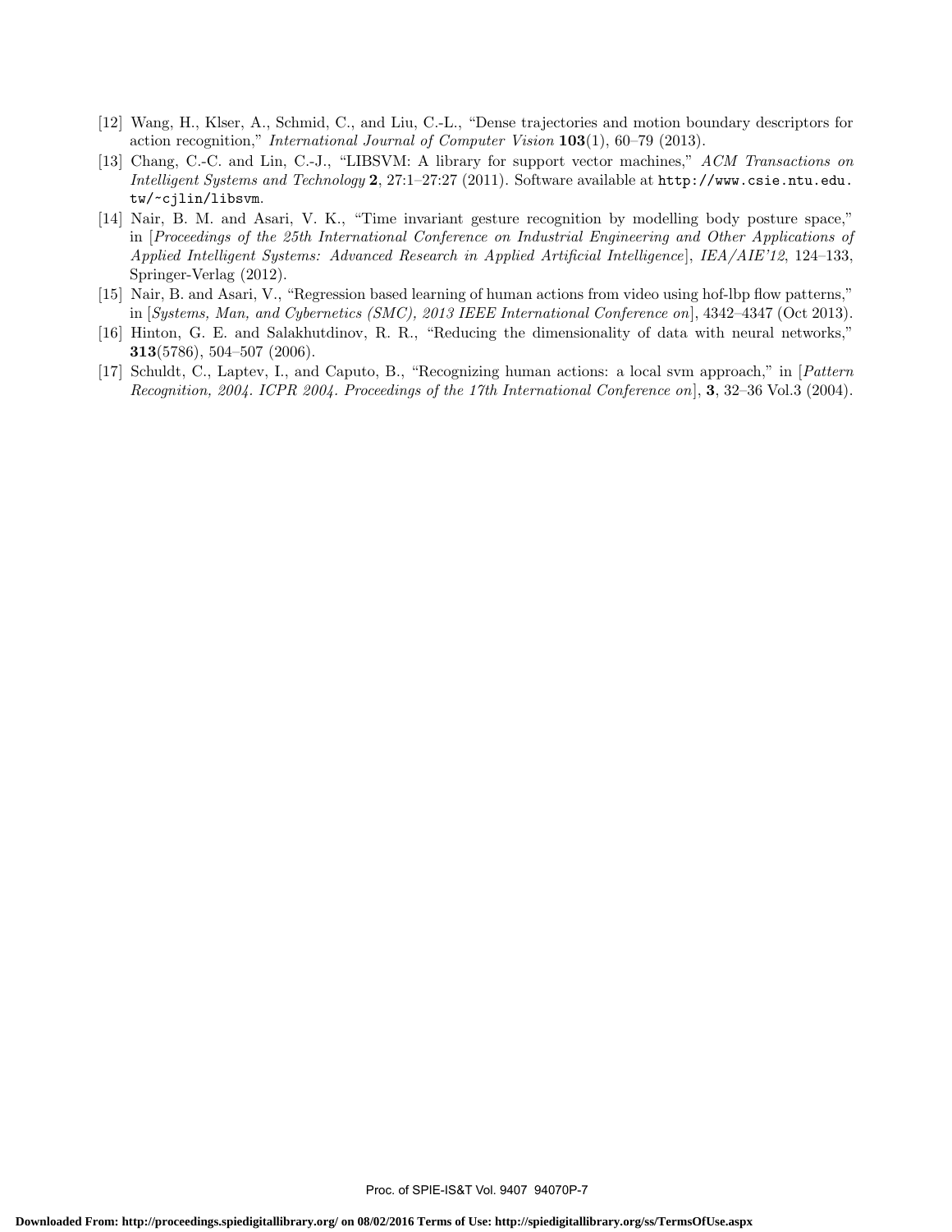[12] Wang, H., Klser, A., Schmid, C., and Liu, C.-L., "Dense trajectories and motion boundary descriptors for action recognition," *International Journal of Computer Vision* **103**(1), 60–79 (2013).

[13] Chang, C.-C. and Lin, C.-J., "LIBSVM: A library for support vector machines," *ACM Transactions on Intelligent Systems and Technology* **2**, 27:1–27:27 (2011). Software available at `http://www.csie.ntu.edu.tw/~cjlin/libsvm`.

[14] Nair, B. M. and Asari, V. K., "Time invariant gesture recognition by modelling body posture space," in [*Proceedings of the 25th International Conference on Industrial Engineering and Other Applications of Applied Intelligent Systems: Advanced Research in Applied Artificial Intelligence*], *IEA/AIE'12*, 124–133, Springer-Verlag (2012).

[15] Nair, B. and Asari, V., "Regression based learning of human actions from video using hof-lbp flow patterns," in [*Systems, Man, and Cybernetics (SMC), 2013 IEEE International Conference on*], 4342–4347 (Oct 2013).

[16] Hinton, G. E. and Salakhutdinov, R. R., "Reducing the dimensionality of data with neural networks," **313**(5786), 504–507 (2006).

[17] Schuldt, C., Laptev, I., and Caputo, B., "Recognizing human actions: a local svm approach," in [*Pattern Recognition, 2004. ICPR 2004. Proceedings of the 17th International Conference on*], **3**, 32–36 Vol.3 (2004).